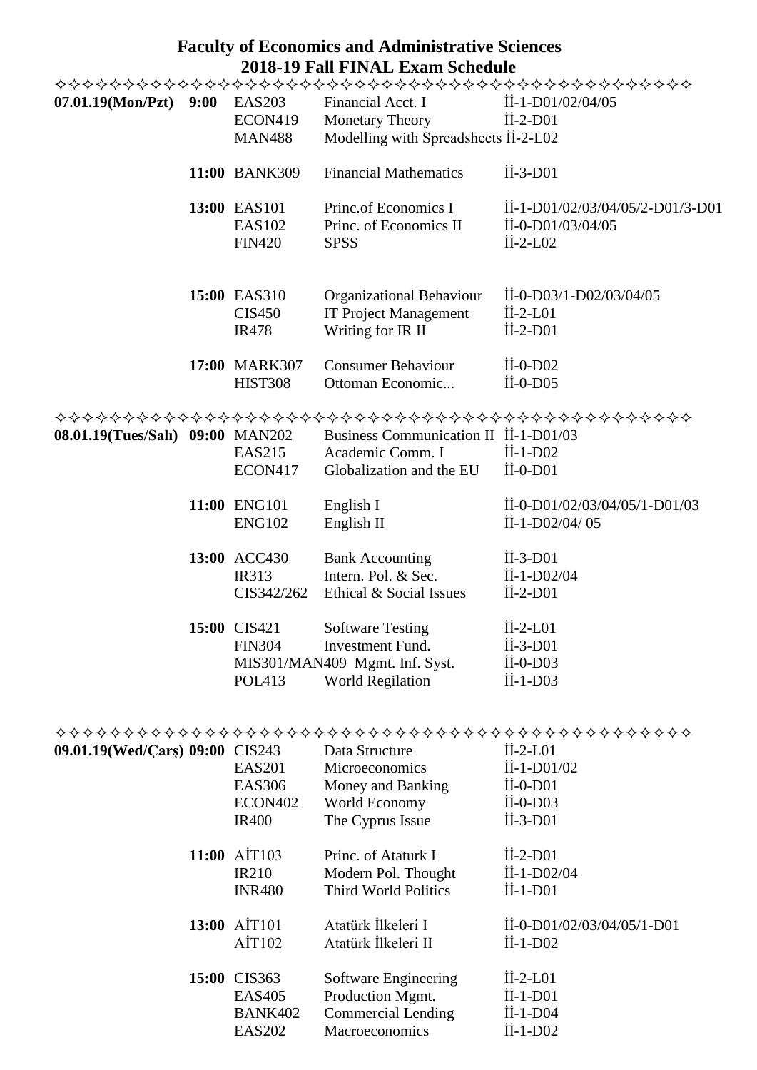# Faculty of Economics and Administrative Sciences
## 2018-19 Fall FINAL Exam Schedule

✧✧✧✧✧✧✧✧✧✧✧✧✧✧✧✧✧✧✧✧✧✧✧✧✧✧✧✧✧✧✧✧✧✧✧✧✧✧✧✧✧✧✧✧✧

| Date | Time | Course | Title | Room |
|---|---|---|---|---|
| **07.01.19(Mon/Pzt)** | **9:00** | EAS203 | Financial Acct. I | İİ-1-D01/02/04/05 |
| | | ECON419 | Monetary Theory | İİ-2-D01 |
| | | MAN488 | Modelling with Spreadsheets | İİ-2-L02 |
| | **11:00** | BANK309 | Financial Mathematics | İİ-3-D01 |
| | **13:00** | EAS101 | Princ.of Economics I | İİ-1-D01/02/03/04/05/2-D01/3-D01 |
| | | EAS102 | Princ. of Economics II | İİ-0-D01/03/04/05 |
| | | FIN420 | SPSS | İİ-2-L02 |
| | **15:00** | EAS310 | Organizational Behaviour | İİ-0-D03/1-D02/03/04/05 |
| | | CIS450 | IT Project Management | İİ-2-L01 |
| | | IR478 | Writing for IR II | İİ-2-D01 |
| | **17:00** | MARK307 | Consumer Behaviour | İİ-0-D02 |
| | | HIST308 | Ottoman Economic... | İİ-0-D05 |

✧✧✧✧✧✧✧✧✧✧✧✧✧✧✧✧✧✧✧✧✧✧✧✧✧✧✧✧✧✧✧✧✧✧✧✧✧✧✧✧✧✧✧✧✧

| Date | Time | Course | Title | Room |
|---|---|---|---|---|
| **08.01.19(Tues/Salı)** | **09:00** | MAN202 | Business Communication II | İİ-1-D01/03 |
| | | EAS215 | Academic Comm. I | İİ-1-D02 |
| | | ECON417 | Globalization and the EU | İİ-0-D01 |
| | **11:00** | ENG101 | English I | İİ-0-D01/02/03/04/05/1-D01/03 |
| | | ENG102 | English II | İİ-1-D02/04/ 05 |
| | **13:00** | ACC430 | Bank Accounting | İİ-3-D01 |
| | | IR313 | Intern. Pol. & Sec. | İİ-1-D02/04 |
| | | CIS342/262 | Ethical & Social Issues | İİ-2-D01 |
| | **15:00** | CIS421 | Software Testing | İİ-2-L01 |
| | | FIN304 | Investment Fund. | İİ-3-D01 |
| | | MIS301/MAN409 | Mgmt. Inf. Syst. | İİ-0-D03 |
| | | POL413 | World Regilation | İİ-1-D03 |

✧✧✧✧✧✧✧✧✧✧✧✧✧✧✧✧✧✧✧✧✧✧✧✧✧✧✧✧✧✧✧✧✧✧✧✧✧✧✧✧✧✧✧✧✧

| Date | Time | Course | Title | Room |
|---|---|---|---|---|
| **09.01.19(Wed/Çarş)** | **09:00** | CIS243 | Data Structure | İİ-2-L01 |
| | | EAS201 | Microeconomics | İİ-1-D01/02 |
| | | EAS306 | Money and Banking | İİ-0-D01 |
| | | ECON402 | World Economy | İİ-0-D03 |
| | | IR400 | The Cyprus Issue | İİ-3-D01 |
| | **11:00** | AİT103 | Princ. of Ataturk I | İİ-2-D01 |
| | | IR210 | Modern Pol. Thought | İİ-1-D02/04 |
| | | INR480 | Third World Politics | İİ-1-D01 |
| | **13:00** | AİT101 | Atatürk İlkeleri I | İİ-0-D01/02/03/04/05/1-D01 |
| | | AİT102 | Atatürk İlkeleri II | İİ-1-D02 |
| | **15:00** | CIS363 | Software Engineering | İİ-2-L01 |
| | | EAS405 | Production Mgmt. | İİ-1-D01 |
| | | BANK402 | Commercial Lending | İİ-1-D04 |
| | | EAS202 | Macroeconomics | İİ-1-D02 |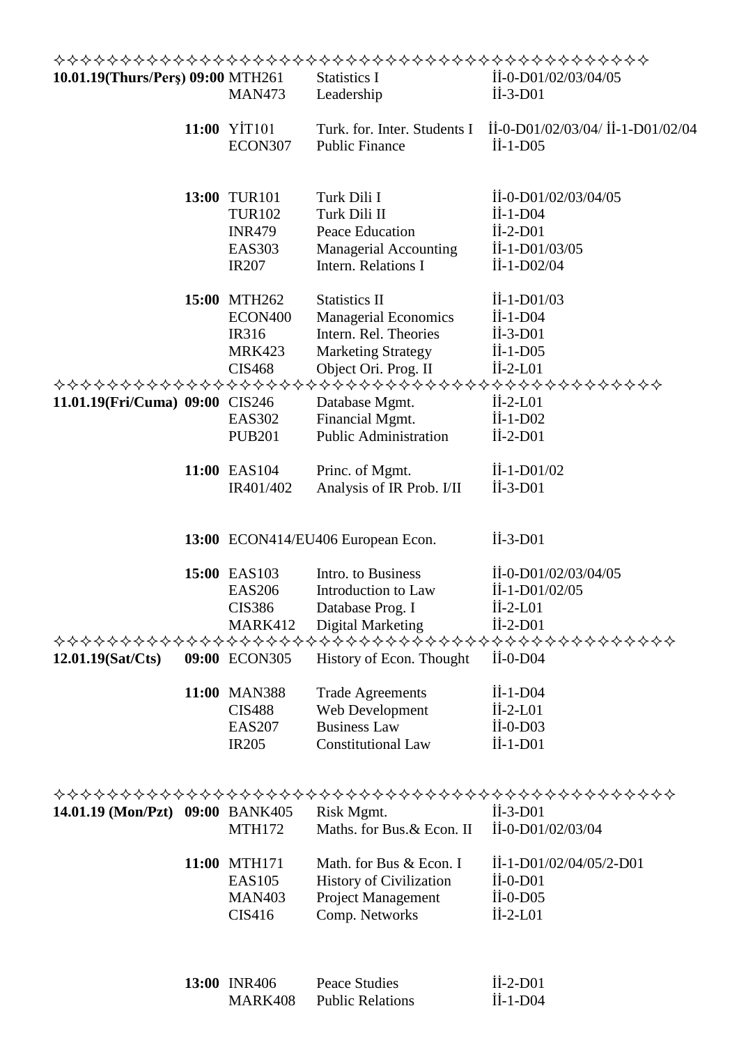✧✧✧✧✧✧✧✧✧✧✧✧✧✧✧✧✧✧✧✧✧✧✧✧✧✧✧✧✧✧✧✧✧✧✧✧✧✧✧✧✧✧✧✧✧

| Date | Time | Code | Course | Room |
|---|---|---|---|---|
| **10.01.19(Thurs/Perş)** | **09:00** | MTH261 | Statistics I | İİ-0-D01/02/03/04/05 |
| | | MAN473 | Leadership | İİ-3-D01 |
| | **11:00** | YİT101 | Turk. for. Inter. Students I | İİ-0-D01/02/03/04/ İİ-1-D01/02/04 |
| | | ECON307 | Public Finance | İİ-1-D05 |
| | **13:00** | TUR101 | Turk Dili I | İİ-0-D01/02/03/04/05 |
| | | TUR102 | Turk Dili II | İİ-1-D04 |
| | | INR479 | Peace Education | İİ-2-D01 |
| | | EAS303 | Managerial Accounting | İİ-1-D01/03/05 |
| | | IR207 | Intern. Relations I | İİ-1-D02/04 |
| | **15:00** | MTH262 | Statistics II | İİ-1-D01/03 |
| | | ECON400 | Managerial Economics | İİ-1-D04 |
| | | IR316 | Intern. Rel. Theories | İİ-3-D01 |
| | | MRK423 | Marketing Strategy | İİ-1-D05 |
| | | CIS468 | Object Ori. Prog. II | İİ-2-L01 |

✧✧✧✧✧✧✧✧✧✧✧✧✧✧✧✧✧✧✧✧✧✧✧✧✧✧✧✧✧✧✧✧✧✧✧✧✧✧✧✧✧✧✧✧✧

| Date | Time | Code | Course | Room |
|---|---|---|---|---|
| **11.01.19(Fri/Cuma)** | **09:00** | CIS246 | Database Mgmt. | İİ-2-L01 |
| | | EAS302 | Financial Mgmt. | İİ-1-D02 |
| | | PUB201 | Public Administration | İİ-2-D01 |
| | **11:00** | EAS104 | Princ. of Mgmt. | İİ-1-D01/02 |
| | | IR401/402 | Analysis of IR Prob. I/II | İİ-3-D01 |
| | **13:00** | ECON414/EU406 | European Econ. | İİ-3-D01 |
| | **15:00** | EAS103 | Intro. to Business | İİ-0-D01/02/03/04/05 |
| | | EAS206 | Introduction to Law | İİ-1-D01/02/05 |
| | | CIS386 | Database Prog. I | İİ-2-L01 |
| | | MARK412 | Digital Marketing | İİ-2-D01 |

✧✧✧✧✧✧✧✧✧✧✧✧✧✧✧✧✧✧✧✧✧✧✧✧✧✧✧✧✧✧✧✧✧✧✧✧✧✧✧✧✧✧✧✧✧

| Date | Time | Code | Course | Room |
|---|---|---|---|---|
| **12.01.19(Sat/Cts)** | **09:00** | ECON305 | History of Econ. Thought | İİ-0-D04 |
| | **11:00** | MAN388 | Trade Agreements | İİ-1-D04 |
| | | CIS488 | Web Development | İİ-2-L01 |
| | | EAS207 | Business Law | İİ-0-D03 |
| | | IR205 | Constitutional Law | İİ-1-D01 |

✧✧✧✧✧✧✧✧✧✧✧✧✧✧✧✧✧✧✧✧✧✧✧✧✧✧✧✧✧✧✧✧✧✧✧✧✧✧✧✧✧✧✧✧✧

| Date | Time | Code | Course | Room |
|---|---|---|---|---|
| **14.01.19 (Mon/Pzt)** | **09:00** | BANK405 | Risk Mgmt. | İİ-3-D01 |
| | | MTH172 | Maths. for Bus.& Econ. II | İİ-0-D01/02/03/04 |
| | **11:00** | MTH171 | Math. for Bus & Econ. I | İİ-1-D01/02/04/05/2-D01 |
| | | EAS105 | History of Civilization | İİ-0-D01 |
| | | MAN403 | Project Management | İİ-0-D05 |
| | | CIS416 | Comp. Networks | İİ-2-L01 |
| | **13:00** | INR406 | Peace Studies | İİ-2-D01 |
| | | MARK408 | Public Relations | İİ-1-D04 |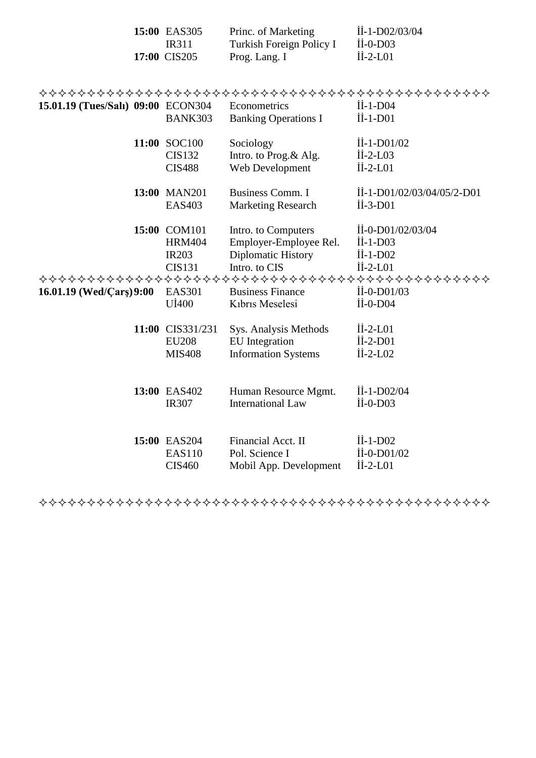| | | | | |
|---|---|---|---|---|
| | **15:00** | EAS305 | Princ. of Marketing | İİ-1-D02/03/04 |
| | | IR311 | Turkish Foreign Policy I | İİ-0-D03 |
| | **17:00** | CIS205 | Prog. Lang. I | İİ-2-L01 |

✧✧✧✧✧✧✧✧✧✧✧✧✧✧✧✧✧✧✧✧✧✧✧✧✧✧✧✧✧✧✧✧✧✧✧✧✧✧✧✧✧✧✧✧✧✧✧✧

| | | | | |
|---|---|---|---|---|
| **15.01.19 (Tues/Salı)** | **09:00** | ECON304 | Econometrics | İİ-1-D04 |
| | | BANK303 | Banking Operations I | İİ-1-D01 |
| | **11:00** | SOC100 | Sociology | İİ-1-D01/02 |
| | | CIS132 | Intro. to Prog.& Alg. | İİ-2-L03 |
| | | CIS488 | Web Development | İİ-2-L01 |
| | **13:00** | MAN201 | Business Comm. I | İİ-1-D01/02/03/04/05/2-D01 |
| | | EAS403 | Marketing Research | İİ-3-D01 |
| | **15:00** | COM101 | Intro. to Computers | İİ-0-D01/02/03/04 |
| | | HRM404 | Employer-Employee Rel. | İİ-1-D03 |
| | | IR203 | Diplomatic History | İİ-1-D02 |
| | | CIS131 | Intro. to CIS | İİ-2-L01 |

✧✧✧✧✧✧✧✧✧✧✧✧✧✧✧✧✧✧✧✧✧✧✧✧✧✧✧✧✧✧✧✧✧✧✧✧✧✧✧✧✧✧✧✧✧✧✧✧

| | | | | |
|---|---|---|---|---|
| **16.01.19 (Wed/Çarş)** | **9:00** | EAS301 | Business Finance | İİ-0-D01/03 |
| | | Uİ400 | Kıbrıs Meselesi | İİ-0-D04 |
| | **11:00** | CIS331/231 | Sys. Analysis Methods | İİ-2-L01 |
| | | EU208 | EU Integration | İİ-2-D01 |
| | | MIS408 | Information Systems | İİ-2-L02 |
| | **13:00** | EAS402 | Human Resource Mgmt. | İİ-1-D02/04 |
| | | IR307 | International Law | İİ-0-D03 |
| | **15:00** | EAS204 | Financial Acct. II | İİ-1-D02 |
| | | EAS110 | Pol. Science I | İİ-0-D01/02 |
| | | CIS460 | Mobil App. Development | İİ-2-L01 |

✧✧✧✧✧✧✧✧✧✧✧✧✧✧✧✧✧✧✧✧✧✧✧✧✧✧✧✧✧✧✧✧✧✧✧✧✧✧✧✧✧✧✧✧✧✧✧✧